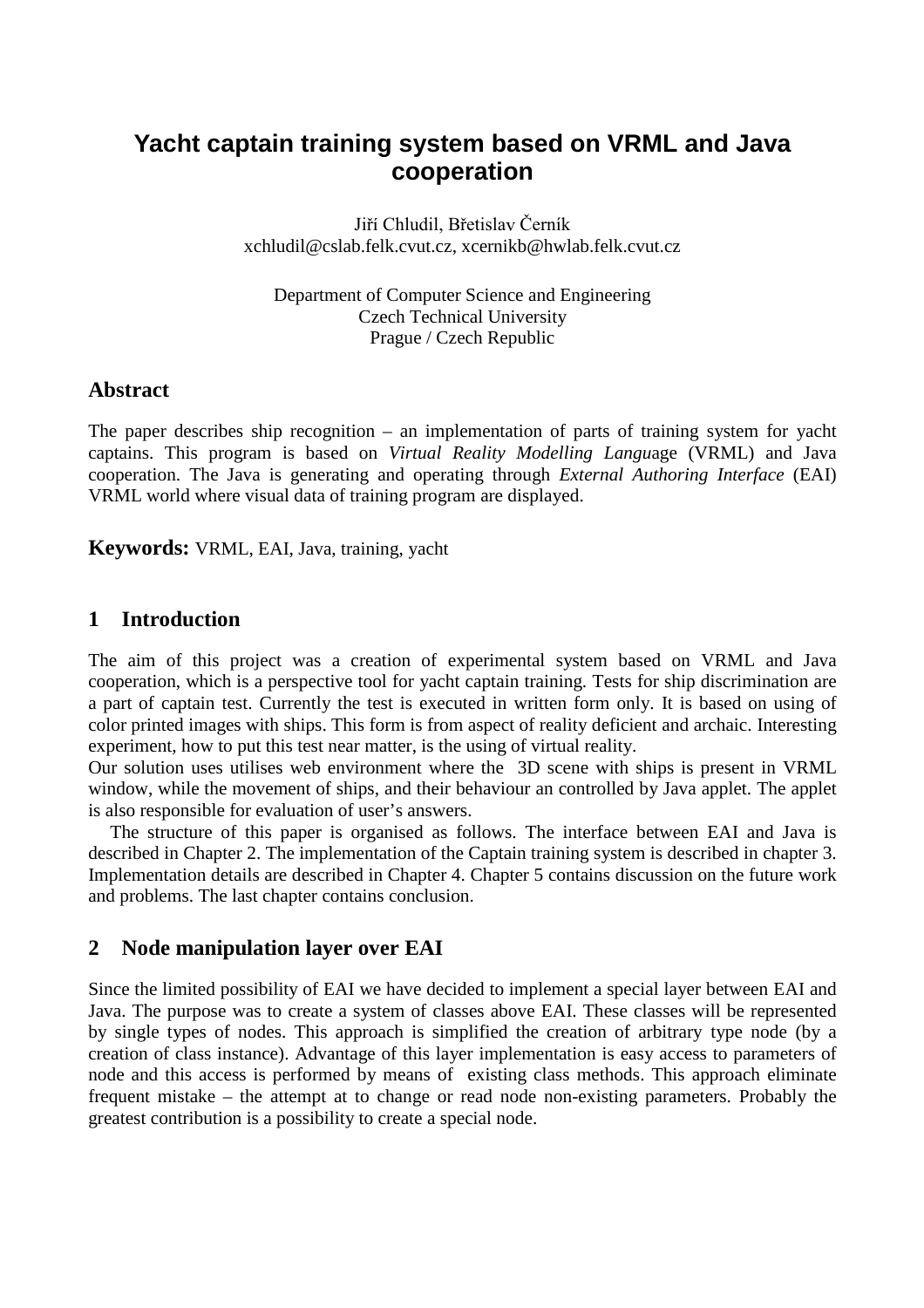# Yacht captain training system based on VRML and Java cooperation

Jiří Chludil, Břetislav Černík
xchludil@cslab.felk.cvut.cz, xcernikb@hwlab.felk.cvut.cz

Department of Computer Science and Engineering
Czech Technical University
Prague / Czech Republic

## Abstract

The paper describes ship recognition – an implementation of parts of training system for yacht captains. This program is based on *Virtual Reality Modelling Langu*age (VRML) and Java cooperation. The Java is generating and operating through *External Authoring Interface* (EAI) VRML world where visual data of training program are displayed.

**Keywords:** VRML, EAI, Java, training, yacht

## 1 Introduction

The aim of this project was a creation of experimental system based on VRML and Java cooperation, which is a perspective tool for yacht captain training. Tests for ship discrimination are a part of captain test. Currently the test is executed in written form only. It is based on using of color printed images with ships. This form is from aspect of reality deficient and archaic. Interesting experiment, how to put this test near matter, is the using of virtual reality.

Our solution uses utilises web environment where the 3D scene with ships is present in VRML window, while the movement of ships, and their behaviour an controlled by Java applet. The applet is also responsible for evaluation of user's answers.

The structure of this paper is organised as follows. The interface between EAI and Java is described in Chapter 2. The implementation of the Captain training system is described in chapter 3. Implementation details are described in Chapter 4. Chapter 5 contains discussion on the future work and problems. The last chapter contains conclusion.

## 2 Node manipulation layer over EAI

Since the limited possibility of EAI we have decided to implement a special layer between EAI and Java. The purpose was to create a system of classes above EAI. These classes will be represented by single types of nodes. This approach is simplified the creation of arbitrary type node (by a creation of class instance). Advantage of this layer implementation is easy access to parameters of node and this access is performed by means of existing class methods. This approach eliminate frequent mistake – the attempt at to change or read node non-existing parameters. Probably the greatest contribution is a possibility to create a special node.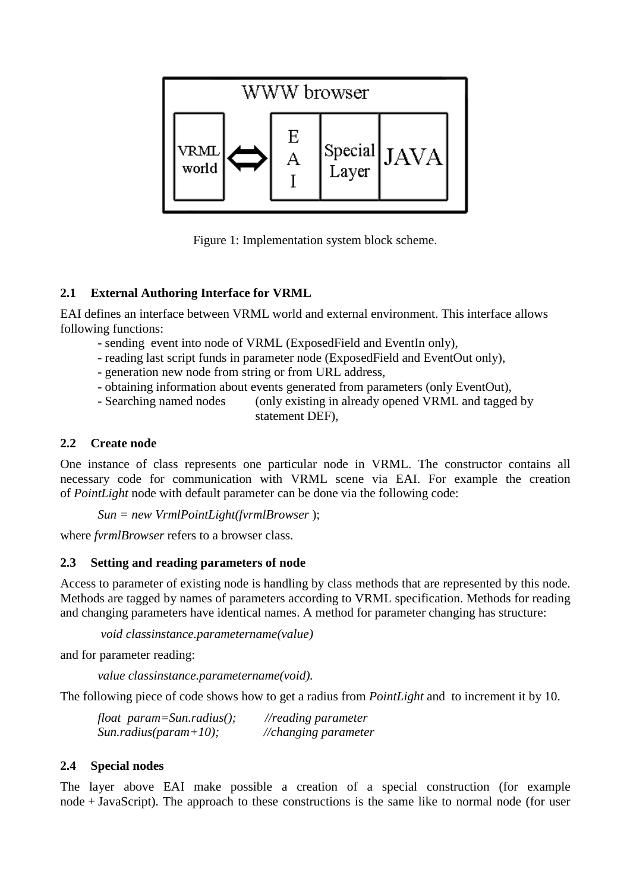Figure 1: Implementation system block scheme.

### 2.1 External Authoring Interface for VRML

EAI defines an interface between VRML world and external environment. This interface allows following functions:

- sending event into node of VRML (ExposedField and EventIn only),
- reading last script funds in parameter node (ExposedField and EventOut only),
- generation new node from string or from URL address,
- obtaining information about events generated from parameters (only EventOut),
- Searching named nodes (only existing in already opened VRML and tagged by statement DEF),

### 2.2 Create node

One instance of class represents one particular node in VRML. The constructor contains all necessary code for communication with VRML scene via EAI. For example the creation of *PointLight* node with default parameter can be done via the following code:

```
Sun = new VrmlPointLight(fvrmlBrowser );
```

where *fvrmlBrowser* refers to a browser class.

### 2.3 Setting and reading parameters of node

Access to parameter of existing node is handling by class methods that are represented by this node. Methods are tagged by names of parameters according to VRML specification. Methods for reading and changing parameters have identical names. A method for parameter changing has structure:

```
void classinstance.parametername(value)
```

and for parameter reading:

```
value classinstance.parametername(void).
```

The following piece of code shows how to get a radius from *PointLight* and to increment it by 10.

```
float param=Sun.radius();      //reading parameter
Sun.radius(param+10);          //changing parameter
```

### 2.4 Special nodes

The layer above EAI make possible a creation of a special construction (for example node + JavaScript). The approach to these constructions is the same like to normal node (for user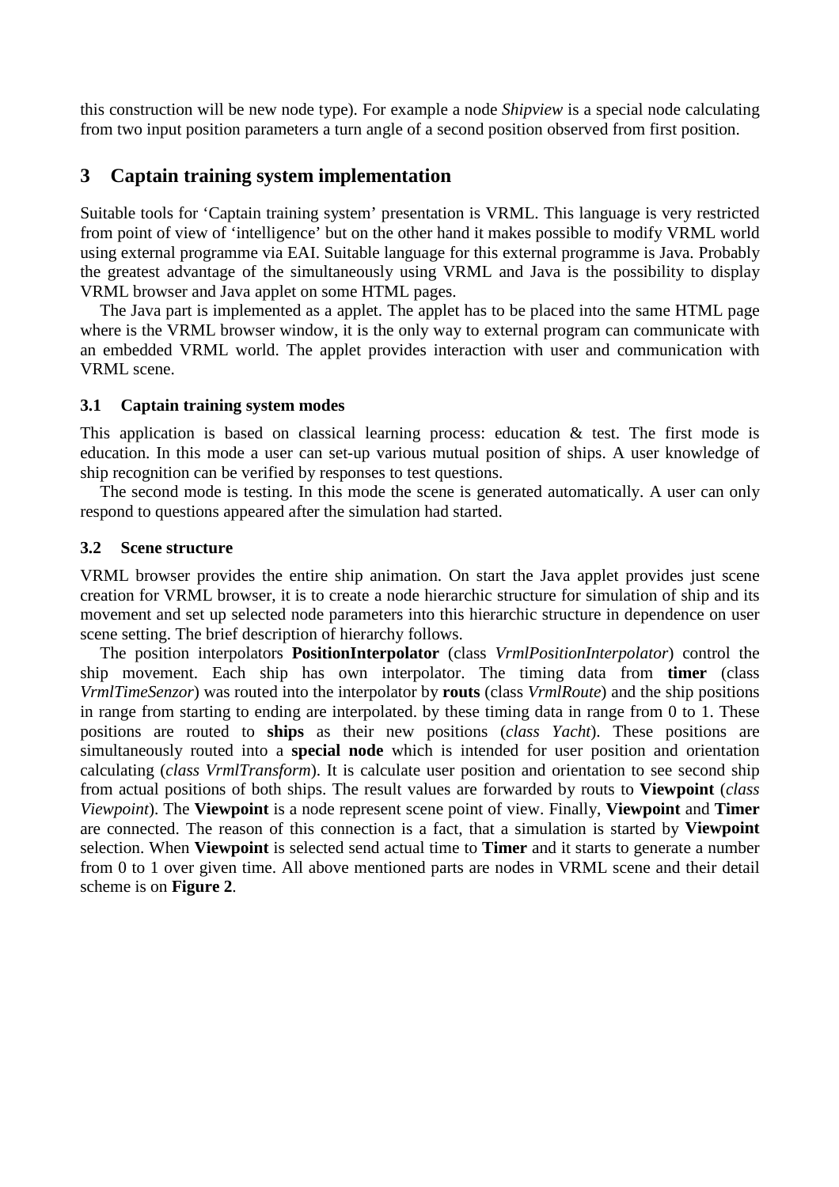this construction will be new node type). For example a node *Shipview* is a special node calculating from two input position parameters a turn angle of a second position observed from first position.

## 3 Captain training system implementation

Suitable tools for 'Captain training system' presentation is VRML. This language is very restricted from point of view of 'intelligence' but on the other hand it makes possible to modify VRML world using external programme via EAI. Suitable language for this external programme is Java. Probably the greatest advantage of the simultaneously using VRML and Java is the possibility to display VRML browser and Java applet on some HTML pages.

The Java part is implemented as a applet. The applet has to be placed into the same HTML page where is the VRML browser window, it is the only way to external program can communicate with an embedded VRML world. The applet provides interaction with user and communication with VRML scene.

### 3.1 Captain training system modes

This application is based on classical learning process: education & test. The first mode is education. In this mode a user can set-up various mutual position of ships. A user knowledge of ship recognition can be verified by responses to test questions.

The second mode is testing. In this mode the scene is generated automatically. A user can only respond to questions appeared after the simulation had started.

### 3.2 Scene structure

VRML browser provides the entire ship animation. On start the Java applet provides just scene creation for VRML browser, it is to create a node hierarchic structure for simulation of ship and its movement and set up selected node parameters into this hierarchic structure in dependence on user scene setting. The brief description of hierarchy follows.

The position interpolators **PositionInterpolator** (class *VrmlPositionInterpolator*) control the ship movement. Each ship has own interpolator. The timing data from **timer** (class *VrmlTimeSenzor*) was routed into the interpolator by **routs** (class *VrmlRoute*) and the ship positions in range from starting to ending are interpolated. by these timing data in range from 0 to 1. These positions are routed to **ships** as their new positions (*class Yacht*). These positions are simultaneously routed into a **special node** which is intended for user position and orientation calculating (*class VrmlTransform*). It is calculate user position and orientation to see second ship from actual positions of both ships. The result values are forwarded by routs to **Viewpoint** (*class Viewpoint*). The **Viewpoint** is a node represent scene point of view. Finally, **Viewpoint** and **Timer** are connected. The reason of this connection is a fact, that a simulation is started by **Viewpoint** selection. When **Viewpoint** is selected send actual time to **Timer** and it starts to generate a number from 0 to 1 over given time. All above mentioned parts are nodes in VRML scene and their detail scheme is on **Figure 2**.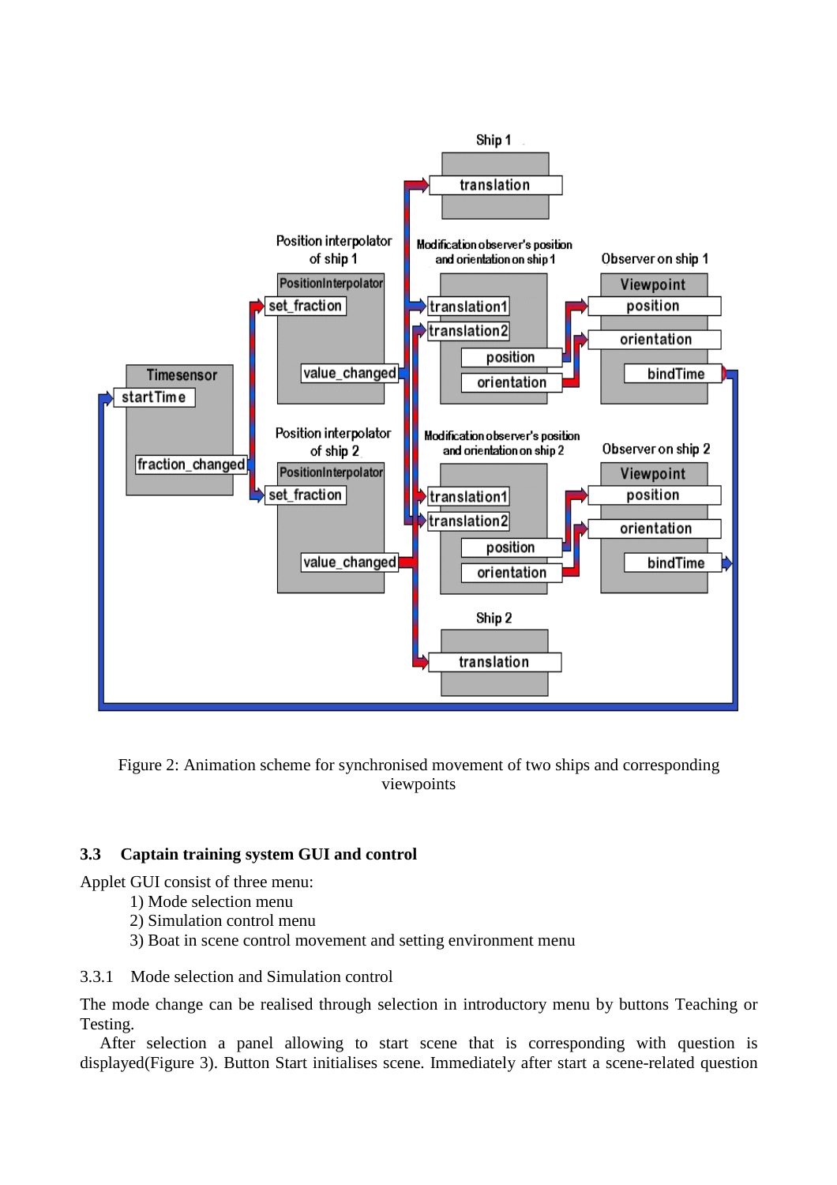Figure 2: Animation scheme for synchronised movement of two ships and corresponding viewpoints

### 3.3 Captain training system GUI and control

Applet GUI consist of three menu:

1) Mode selection menu
2) Simulation control menu
3) Boat in scene control movement and setting environment menu

#### 3.3.1 Mode selection and Simulation control

The mode change can be realised through selection in introductory menu by buttons Teaching or Testing.

After selection a panel allowing to start scene that is corresponding with question is displayed(Figure 3). Button Start initialises scene. Immediately after start a scene-related question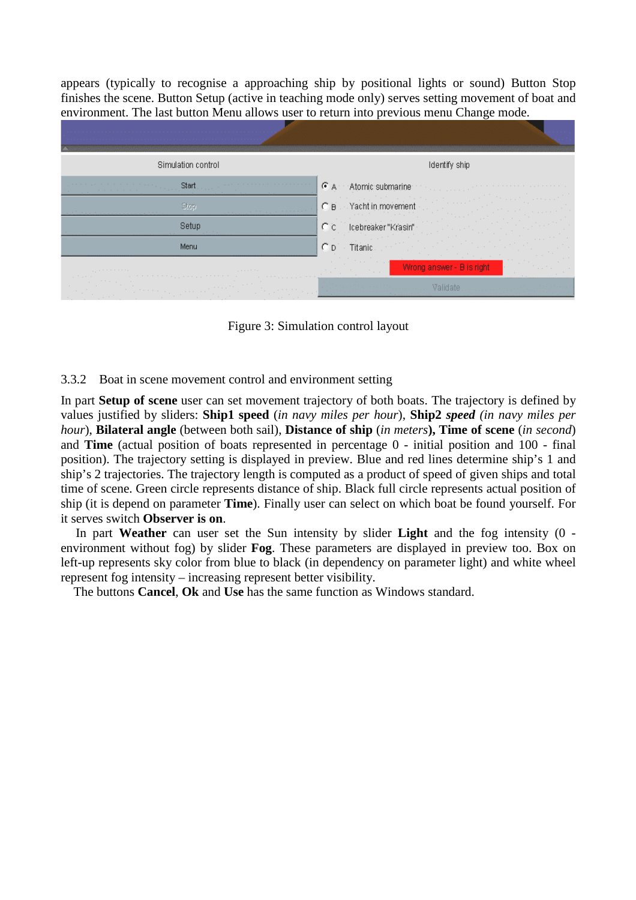appears (typically to recognise a approaching ship by positional lights or sound) Button Stop finishes the scene. Button Setup (active in teaching mode only) serves setting movement of boat and environment. The last button Menu allows user to return into previous menu Change mode.

Figure 3: Simulation control layout

### 3.3.2 Boat in scene movement control and environment setting

In part **Setup of scene** user can set movement trajectory of both boats. The trajectory is defined by values justified by sliders: **Ship1 speed** (*in navy miles per hour*), **Ship2** ***speed*** *(in navy miles per hour*), **Bilateral angle** (between both sail), **Distance of ship** (*in meters*)**, Time of scene** (*in second*) and **Time** (actual position of boats represented in percentage 0 - initial position and 100 - final position). The trajectory setting is displayed in preview. Blue and red lines determine ships's 1 and ship's 2 trajectories. The trajectory length is computed as a product of speed of given ships and total time of scene. Green circle represents distance of ship. Black full circle represents actual position of ship (it is depend on parameter **Time**). Finally user can select on which boat be found yourself. For it serves switch **Observer is on**.

In part **Weather** can user set the Sun intensity by slider **Light** and the fog intensity (0 - environment without fog) by slider **Fog**. These parameters are displayed in preview too. Box on left-up represents sky color from blue to black (in dependency on parameter light) and white wheel represent fog intensity – increasing represent better visibility.

The buttons **Cancel**, **Ok** and **Use** has the same function as Windows standard.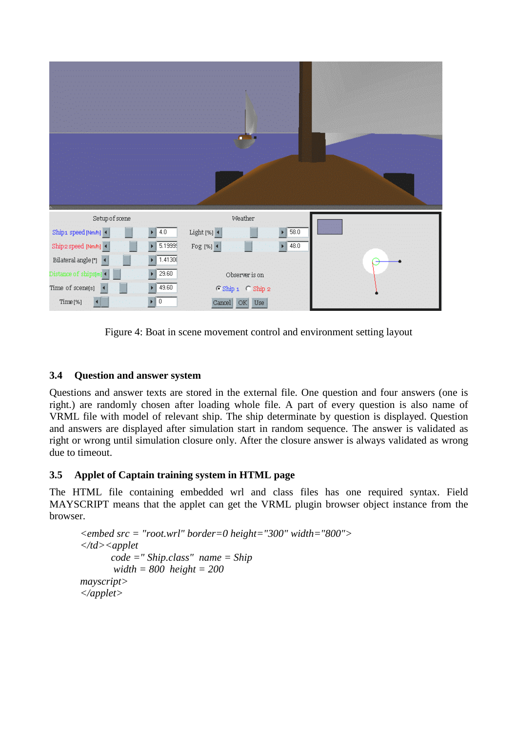Figure 4: Boat in scene movement control and environment setting layout

### 3.4 Question and answer system

Questions and answer texts are stored in the external file. One question and four answers (one is right.) are randomly chosen after loading whole file. A part of every question is also name of VRML file with model of relevant ship. The ship determinate by question is displayed. Question and answers are displayed after simulation start in random sequence. The answer is validated as right or wrong until simulation closure only. After the closure answer is always validated as wrong due to timeout.

### 3.5 Applet of Captain training system in HTML page

The HTML file containing embedded wrl and class files has one required syntax. Field MAYSCRIPT means that the applet can get the VRML plugin browser object instance from the browser.

```
<embed src = "root.wrl" border=0 height="300" width="800">
</td><applet
        code =" Ship.class"  name = Ship
         width = 800  height = 200
mayscript>
</applet>
```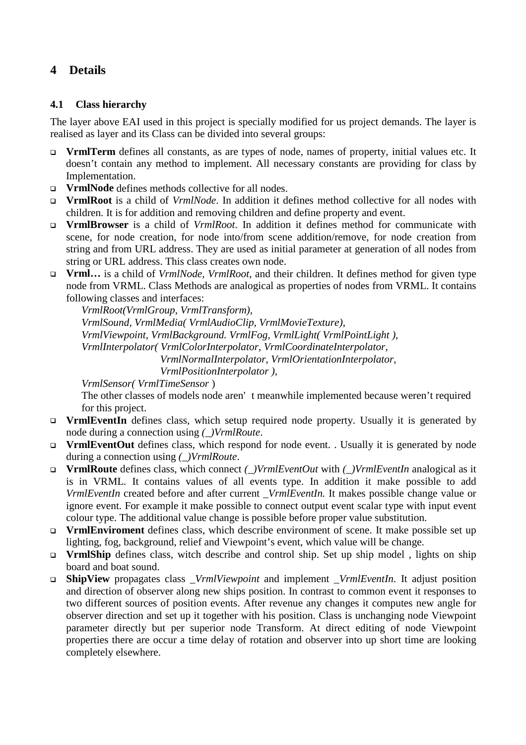# 4 Details

## 4.1 Class hierarchy

The layer above EAI used in this project is specially modified for us project demands. The layer is realised as layer and its Class can be divided into several groups:

- **VrmlTerm** defines all constants, as are types of node, names of property, initial values etc. It doesn't contain any method to implement. All necessary constants are providing for class by Implementation.
- **VrmlNode** defines methods collective for all nodes.
- **VrmlRoot** is a child of *VrmlNode*. In addition it defines method collective for all nodes with children. It is for addition and removing children and define property and event.
- **VrmlBrowser** is a child of *VrmlRoot*. In addition it defines method for communicate with scene, for node creation, for node into/from scene addition/remove, for node creation from string and from URL address. They are used as initial parameter at generation of all nodes from string or URL address. This class creates own node.
- **Vrml…** is a child of *VrmlNode*, *VrmlRoot*, and their children. It defines method for given type node from VRML. Class Methods are analogical as properties of nodes from VRML. It contains following classes and interfaces:

  *VrmlRoot(VrmlGroup, VrmlTransform),*
  *VrmlSound, VrmlMedia( VrmlAudioClip, VrmlMovieTexture),*
  *VrmlViewpoint, VrmlBackground. VrmlFog, VrmlLight( VrmlPointLight ),*
  *VrmlInterpolator( VrmlColorInterpolator, VrmlCoordinateInterpolator,*
  *VrmlNormalInterpolator, VrmlOrientationInterpolator,*
  *VrmlPositionInterpolator ),*
  *VrmlSensor( VrmlTimeSensor* )

  The other classes of models node aren' t meanwhile implemented because weren't required for this project.
- **VrmlEventIn** defines class, which setup required node property. Usually it is generated by node during a connection using *(_)VrmlRoute*.
- **VrmlEventOut** defines class, which respond for node event. . Usually it is generated by node during a connection using *(_)VrmlRoute*.
- **VrmlRoute** defines class, which connect *(_)VrmlEventOut* with *(_)VrmlEventIn* analogical as it is in VRML. It contains values of all events type. In addition it make possible to add *VrmlEventIn* created before and after current *_VrmlEventIn.* It makes possible change value or ignore event. For example it make possible to connect output event scalar type with input event colour type. The additional value change is possible before proper value substitution.
- **VrmlEnviroment** defines class, which describe environment of scene. It make possible set up lighting, fog, background, relief and Viewpoint's event, which value will be change.
- **VrmlShip** defines class, witch describe and control ship. Set up ship model , lights on ship board and boat sound.
- **ShipView** propagates class *_VrmlViewpoint* and implement *_VrmlEventIn*. It adjust position and direction of observer along new ships position. In contrast to common event it responses to two different sources of position events. After revenue any changes it computes new angle for observer direction and set up it together with his position. Class is unchanging node Viewpoint parameter directly but per superior node Transform. At direct editing of node Viewpoint properties there are occur a time delay of rotation and observer into up short time are looking completely elsewhere.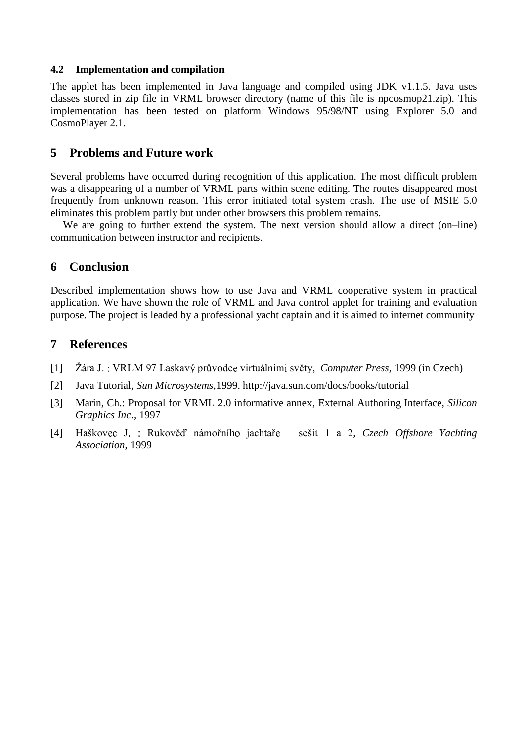### 4.2 Implementation and compilation

The applet has been implemented in Java language and compiled using JDK v1.1.5. Java uses classes stored in zip file in VRML browser directory (name of this file is npcosmop21.zip). This implementation has been tested on platform Windows 95/98/NT using Explorer 5.0 and CosmoPlayer 2.1.

## 5 Problems and Future work

Several problems have occurred during recognition of this application. The most difficult problem was a disappearing of a number of VRML parts within scene editing. The routes disappeared most frequently from unknown reason. This error initiated total system crash. The use of MSIE 5.0 eliminates this problem partly but under other browsers this problem remains.

We are going to further extend the system. The next version should allow a direct (on–line) communication between instructor and recipients.

## 6 Conclusion

Described implementation shows how to use Java and VRML cooperative system in practical application. We have shown the role of VRML and Java control applet for training and evaluation purpose. The project is leaded by a professional yacht captain and it is aimed to internet community

## 7 References

[1] Žára J. : VRLM 97 Laskavý průvodce virtuálními světy, *Computer Press*, 1999 (in Czech)

[2] Java Tutorial, *Sun Microsystems*,1999. http://java.sun.com/docs/books/tutorial

[3] Marin, Ch.: Proposal for VRML 2.0 informative annex, External Authoring Interface, *Silicon Graphics Inc*., 1997

[4] Haškovec J. : Rukověď námořního jachtaře – sešit 1 a 2, *Czech Offshore Yachting Association*, 1999